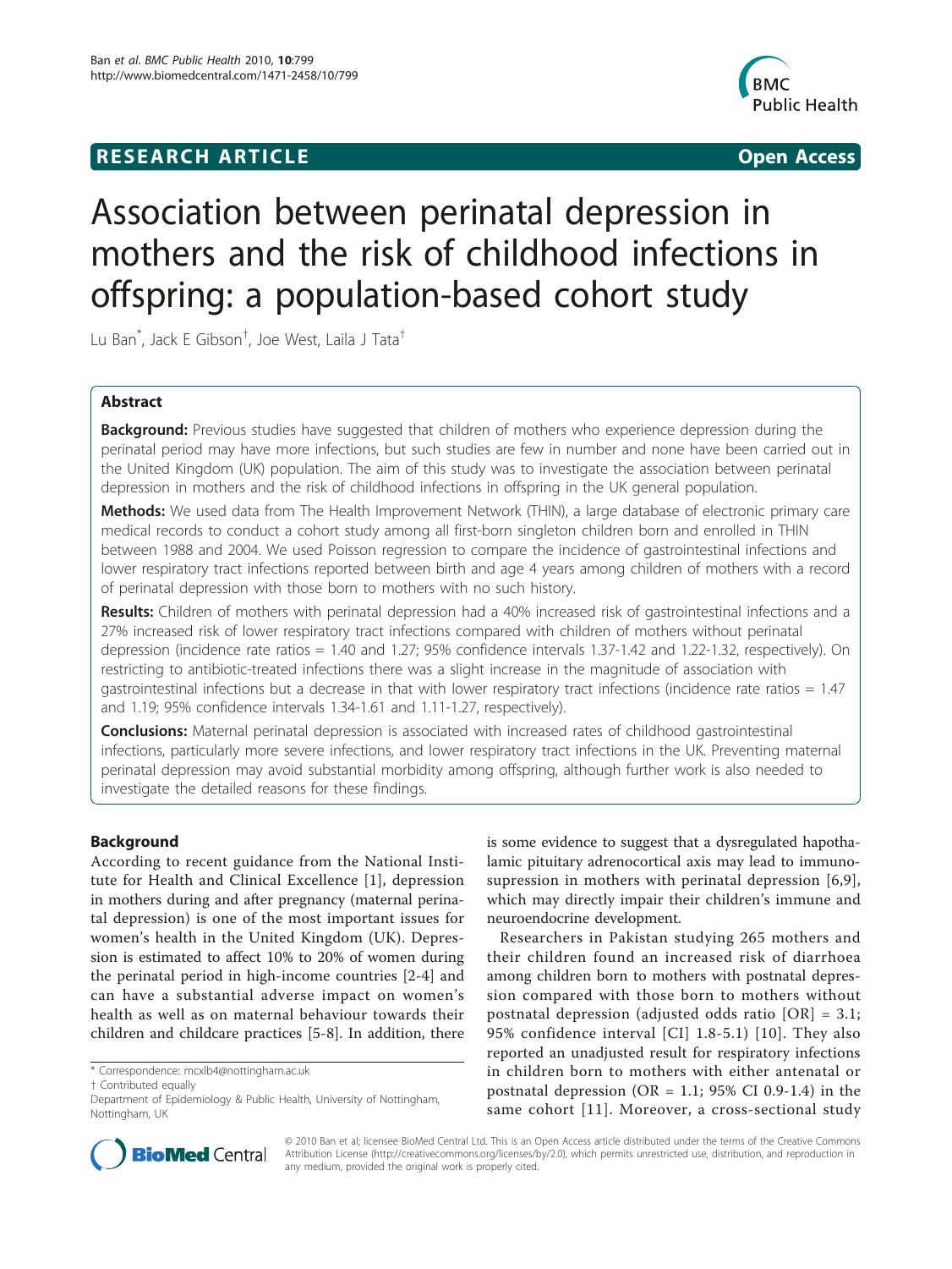**RESEARCH ARTICLE** **Open Access**

# Association between perinatal depression in mothers and the risk of childhood infections in offspring: a population-based cohort study

Lu Ban*, Jack E Gibson†, Joe West, Laila J Tata†

## Abstract

**Background:** Previous studies have suggested that children of mothers who experience depression during the perinatal period may have more infections, but such studies are few in number and none have been carried out in the United Kingdom (UK) population. The aim of this study was to investigate the association between perinatal depression in mothers and the risk of childhood infections in offspring in the UK general population.

**Methods:** We used data from The Health Improvement Network (THIN), a large database of electronic primary care medical records to conduct a cohort study among all first-born singleton children born and enrolled in THIN between 1988 and 2004. We used Poisson regression to compare the incidence of gastrointestinal infections and lower respiratory tract infections reported between birth and age 4 years among children of mothers with a record of perinatal depression with those born to mothers with no such history.

**Results:** Children of mothers with perinatal depression had a 40% increased risk of gastrointestinal infections and a 27% increased risk of lower respiratory tract infections compared with children of mothers without perinatal depression (incidence rate ratios = 1.40 and 1.27; 95% confidence intervals 1.37-1.42 and 1.22-1.32, respectively). On restricting to antibiotic-treated infections there was a slight increase in the magnitude of association with gastrointestinal infections but a decrease in that with lower respiratory tract infections (incidence rate ratios = 1.47 and 1.19; 95% confidence intervals 1.34-1.61 and 1.11-1.27, respectively).

**Conclusions:** Maternal perinatal depression is associated with increased rates of childhood gastrointestinal infections, particularly more severe infections, and lower respiratory tract infections in the UK. Preventing maternal perinatal depression may avoid substantial morbidity among offspring, although further work is also needed to investigate the detailed reasons for these findings.

## Background

According to recent guidance from the National Institute for Health and Clinical Excellence [1], depression in mothers during and after pregnancy (maternal perinatal depression) is one of the most important issues for women's health in the United Kingdom (UK). Depression is estimated to affect 10% to 20% of women during the perinatal period in high-income countries [2-4] and can have a substantial adverse impact on women's health as well as on maternal behaviour towards their children and childcare practices [5-8]. In addition, there is some evidence to suggest that a dysregulated hapothalamic pituitary adrenocortical axis may lead to immunosupression in mothers with perinatal depression [6,9], which may directly impair their children's immune and neuroendocrine development.

Researchers in Pakistan studying 265 mothers and their children found an increased risk of diarrhoea among children born to mothers with postnatal depression compared with those born to mothers without postnatal depression (adjusted odds ratio [OR] = 3.1; 95% confidence interval [CI] 1.8-5.1) [10]. They also reported an unadjusted result for respiratory infections in children born to mothers with either antenatal or postnatal depression (OR = 1.1; 95% CI 0.9-1.4) in the same cohort [11]. Moreover, a cross-sectional study

* Correspondence: mcxlb4@nottingham.ac.uk
† Contributed equally
Department of Epidemiology & Public Health, University of Nottingham, Nottingham, UK

© 2010 Ban et al; licensee BioMed Central Ltd. This is an Open Access article distributed under the terms of the Creative Commons Attribution License (http://creativecommons.org/licenses/by/2.0), which permits unrestricted use, distribution, and reproduction in any medium, provided the original work is properly cited.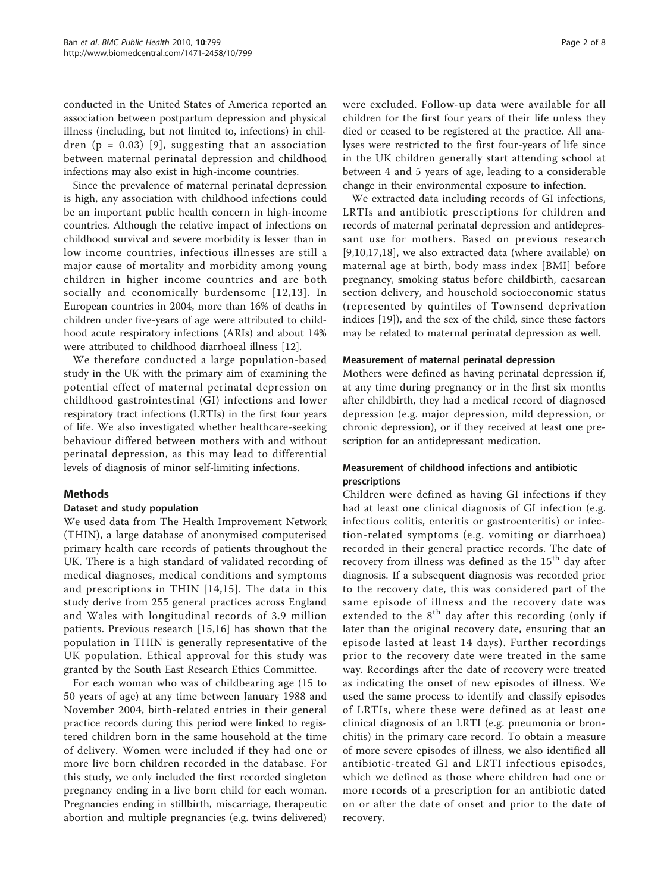conducted in the United States of America reported an association between postpartum depression and physical illness (including, but not limited to, infections) in children ($p = 0.03$) [9], suggesting that an association between maternal perinatal depression and childhood infections may also exist in high-income countries.

Since the prevalence of maternal perinatal depression is high, any association with childhood infections could be an important public health concern in high-income countries. Although the relative impact of infections on childhood survival and severe morbidity is lesser than in low income countries, infectious illnesses are still a major cause of mortality and morbidity among young children in higher income countries and are both socially and economically burdensome [12,13]. In European countries in 2004, more than 16% of deaths in children under five-years of age were attributed to childhood acute respiratory infections (ARIs) and about 14% were attributed to childhood diarrhoeal illness [12].

We therefore conducted a large population-based study in the UK with the primary aim of examining the potential effect of maternal perinatal depression on childhood gastrointestinal (GI) infections and lower respiratory tract infections (LRTIs) in the first four years of life. We also investigated whether healthcare-seeking behaviour differed between mothers with and without perinatal depression, as this may lead to differential levels of diagnosis of minor self-limiting infections.

## Methods

### Dataset and study population

We used data from The Health Improvement Network (THIN), a large database of anonymised computerised primary health care records of patients throughout the UK. There is a high standard of validated recording of medical diagnoses, medical conditions and symptoms and prescriptions in THIN [14,15]. The data in this study derive from 255 general practices across England and Wales with longitudinal records of 3.9 million patients. Previous research [15,16] has shown that the population in THIN is generally representative of the UK population. Ethical approval for this study was granted by the South East Research Ethics Committee.

For each woman who was of childbearing age (15 to 50 years of age) at any time between January 1988 and November 2004, birth-related entries in their general practice records during this period were linked to registered children born in the same household at the time of delivery. Women were included if they had one or more live born children recorded in the database. For this study, we only included the first recorded singleton pregnancy ending in a live born child for each woman. Pregnancies ending in stillbirth, miscarriage, therapeutic abortion and multiple pregnancies (e.g. twins delivered) were excluded. Follow-up data were available for all children for the first four years of their life unless they died or ceased to be registered at the practice. All analyses were restricted to the first four-years of life since in the UK children generally start attending school at between 4 and 5 years of age, leading to a considerable change in their environmental exposure to infection.

We extracted data including records of GI infections, LRTIs and antibiotic prescriptions for children and records of maternal perinatal depression and antidepressant use for mothers. Based on previous research [9,10,17,18], we also extracted data (where available) on maternal age at birth, body mass index [BMI] before pregnancy, smoking status before childbirth, caesarean section delivery, and household socioeconomic status (represented by quintiles of Townsend deprivation indices [19]), and the sex of the child, since these factors may be related to maternal perinatal depression as well.

### Measurement of maternal perinatal depression

Mothers were defined as having perinatal depression if, at any time during pregnancy or in the first six months after childbirth, they had a medical record of diagnosed depression (e.g. major depression, mild depression, or chronic depression), or if they received at least one prescription for an antidepressant medication.

### Measurement of childhood infections and antibiotic prescriptions

Children were defined as having GI infections if they had at least one clinical diagnosis of GI infection (e.g. infectious colitis, enteritis or gastroenteritis) or infection-related symptoms (e.g. vomiting or diarrhoea) recorded in their general practice records. The date of recovery from illness was defined as the 15$^{th}$ day after diagnosis. If a subsequent diagnosis was recorded prior to the recovery date, this was considered part of the same episode of illness and the recovery date was extended to the 8$^{th}$ day after this recording (only if later than the original recovery date, ensuring that an episode lasted at least 14 days). Further recordings prior to the recovery date were treated in the same way. Recordings after the date of recovery were treated as indicating the onset of new episodes of illness. We used the same process to identify and classify episodes of LRTIs, where these were defined as at least one clinical diagnosis of an LRTI (e.g. pneumonia or bronchitis) in the primary care record. To obtain a measure of more severe episodes of illness, we also identified all antibiotic-treated GI and LRTI infectious episodes, which we defined as those where children had one or more records of a prescription for an antibiotic dated on or after the date of onset and prior to the date of recovery.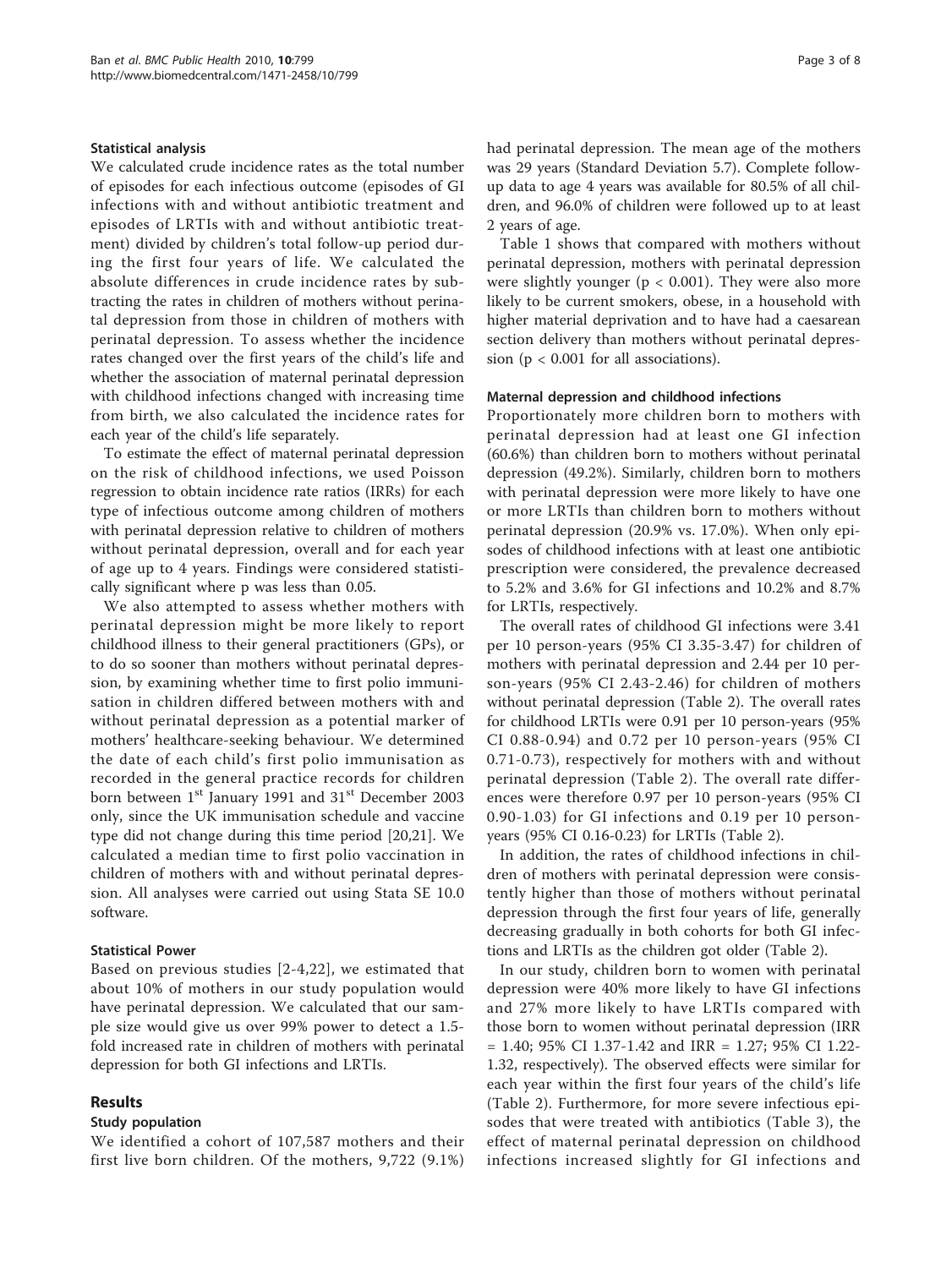### Statistical analysis

We calculated crude incidence rates as the total number of episodes for each infectious outcome (episodes of GI infections with and without antibiotic treatment and episodes of LRTIs with and without antibiotic treatment) divided by children's total follow-up period during the first four years of life. We calculated the absolute differences in crude incidence rates by subtracting the rates in children of mothers without perinatal depression from those in children of mothers with perinatal depression. To assess whether the incidence rates changed over the first years of the child's life and whether the association of maternal perinatal depression with childhood infections changed with increasing time from birth, we also calculated the incidence rates for each year of the child's life separately.

To estimate the effect of maternal perinatal depression on the risk of childhood infections, we used Poisson regression to obtain incidence rate ratios (IRRs) for each type of infectious outcome among children of mothers with perinatal depression relative to children of mothers without perinatal depression, overall and for each year of age up to 4 years. Findings were considered statistically significant where p was less than 0.05.

We also attempted to assess whether mothers with perinatal depression might be more likely to report childhood illness to their general practitioners (GPs), or to do so sooner than mothers without perinatal depression, by examining whether time to first polio immunisation in children differed between mothers with and without perinatal depression as a potential marker of mothers' healthcare-seeking behaviour. We determined the date of each child's first polio immunisation as recorded in the general practice records for children born between 1st January 1991 and 31st December 2003 only, since the UK immunisation schedule and vaccine type did not change during this time period [20,21]. We calculated a median time to first polio vaccination in children of mothers with and without perinatal depression. All analyses were carried out using Stata SE 10.0 software.

### Statistical Power

Based on previous studies [2-4,22], we estimated that about 10% of mothers in our study population would have perinatal depression. We calculated that our sample size would give us over 99% power to detect a 1.5-fold increased rate in children of mothers with perinatal depression for both GI infections and LRTIs.

## Results

### Study population

We identified a cohort of 107,587 mothers and their first live born children. Of the mothers, 9,722 (9.1%) had perinatal depression. The mean age of the mothers was 29 years (Standard Deviation 5.7). Complete follow-up data to age 4 years was available for 80.5% of all children, and 96.0% of children were followed up to at least 2 years of age.

Table 1 shows that compared with mothers without perinatal depression, mothers with perinatal depression were slightly younger ($p < 0.001$). They were also more likely to be current smokers, obese, in a household with higher material deprivation and to have had a caesarean section delivery than mothers without perinatal depression ($p < 0.001$ for all associations).

### Maternal depression and childhood infections

Proportionately more children born to mothers with perinatal depression had at least one GI infection (60.6%) than children born to mothers without perinatal depression (49.2%). Similarly, children born to mothers with perinatal depression were more likely to have one or more LRTIs than children born to mothers without perinatal depression (20.9% vs. 17.0%). When only episodes of childhood infections with at least one antibiotic prescription were considered, the prevalence decreased to 5.2% and 3.6% for GI infections and 10.2% and 8.7% for LRTIs, respectively.

The overall rates of childhood GI infections were 3.41 per 10 person-years (95% CI 3.35-3.47) for children of mothers with perinatal depression and 2.44 per 10 person-years (95% CI 2.43-2.46) for children of mothers without perinatal depression (Table 2). The overall rates for childhood LRTIs were 0.91 per 10 person-years (95% CI 0.88-0.94) and 0.72 per 10 person-years (95% CI 0.71-0.73), respectively for mothers with and without perinatal depression (Table 2). The overall rate differences were therefore 0.97 per 10 person-years (95% CI 0.90-1.03) for GI infections and 0.19 per 10 person-years (95% CI 0.16-0.23) for LRTIs (Table 2).

In addition, the rates of childhood infections in children of mothers with perinatal depression were consistently higher than those of mothers without perinatal depression through the first four years of life, generally decreasing gradually in both cohorts for both GI infections and LRTIs as the children got older (Table 2).

In our study, children born to women with perinatal depression were 40% more likely to have GI infections and 27% more likely to have LRTIs compared with those born to women without perinatal depression (IRR = 1.40; 95% CI 1.37-1.42 and IRR = 1.27; 95% CI 1.22-1.32, respectively). The observed effects were similar for each year within the first four years of the child's life (Table 2). Furthermore, for more severe infectious episodes that were treated with antibiotics (Table 3), the effect of maternal perinatal depression on childhood infections increased slightly for GI infections and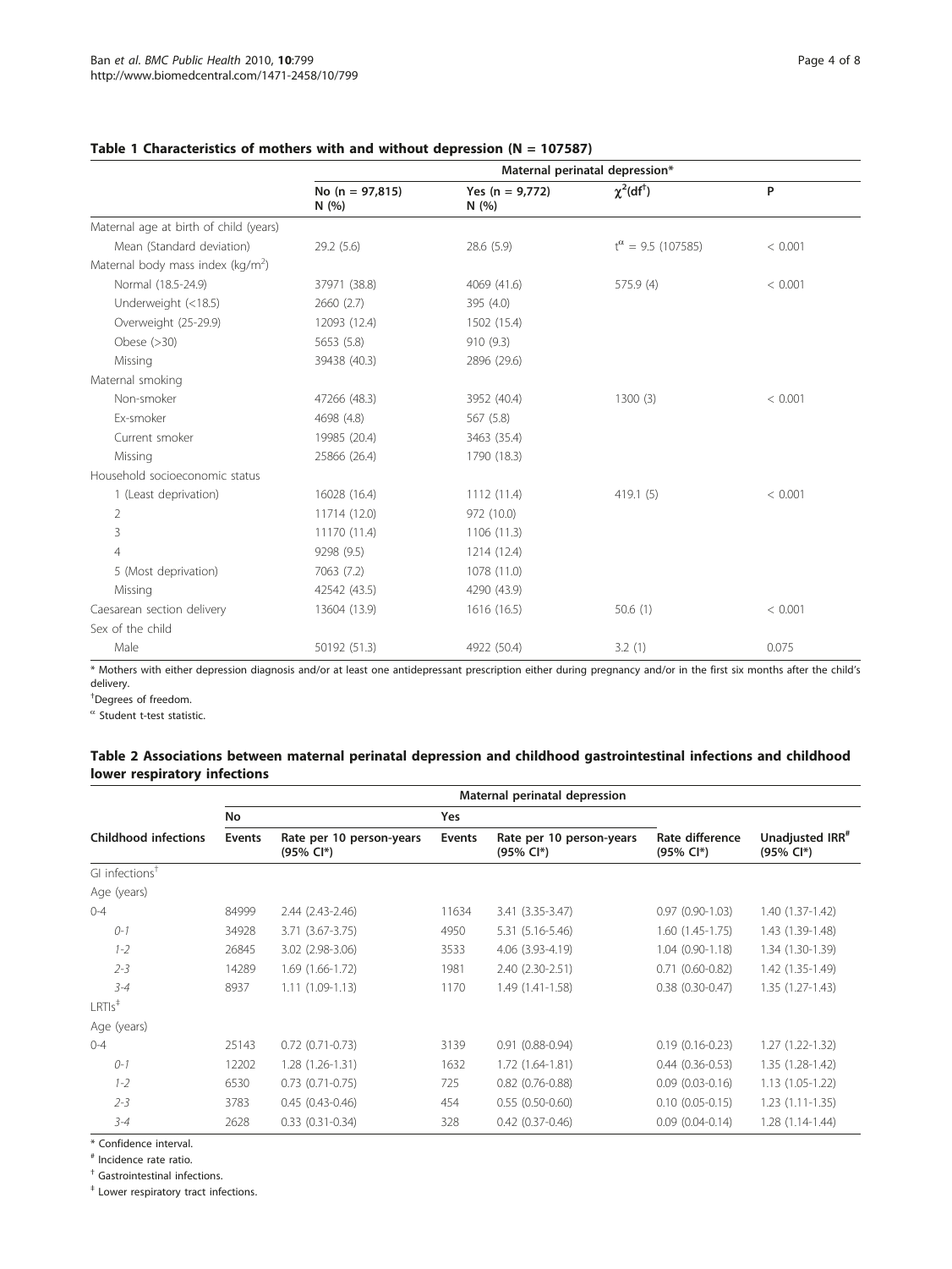**Table 1 Characteristics of mothers with and without depression (N = 107587)**

| | Maternal perinatal depression* | | | |
|---|---|---|---|---|
| | No (n = 97,815) N (%) | Yes (n = 9,772) N (%) | $\chi^2$(df[†]) | P |
| Maternal age at birth of child (years) | | | | |
| Mean (Standard deviation) | 29.2 (5.6) | 28.6 (5.9) | $t^{\alpha}$ = 9.5 (107585) | < 0.001 |
| Maternal body mass index (kg/m$^2$) | | | | |
| Normal (18.5-24.9) | 37971 (38.8) | 4069 (41.6) | 575.9 (4) | < 0.001 |
| Underweight (<18.5) | 2660 (2.7) | 395 (4.0) | | |
| Overweight (25-29.9) | 12093 (12.4) | 1502 (15.4) | | |
| Obese (>30) | 5653 (5.8) | 910 (9.3) | | |
| Missing | 39438 (40.3) | 2896 (29.6) | | |
| Maternal smoking | | | | |
| Non-smoker | 47266 (48.3) | 3952 (40.4) | 1300 (3) | < 0.001 |
| Ex-smoker | 4698 (4.8) | 567 (5.8) | | |
| Current smoker | 19985 (20.4) | 3463 (35.4) | | |
| Missing | 25866 (26.4) | 1790 (18.3) | | |
| Household socioeconomic status | | | | |
| 1 (Least deprivation) | 16028 (16.4) | 1112 (11.4) | 419.1 (5) | < 0.001 |
| 2 | 11714 (12.0) | 972 (10.0) | | |
| 3 | 11170 (11.4) | 1106 (11.3) | | |
| 4 | 9298 (9.5) | 1214 (12.4) | | |
| 5 (Most deprivation) | 7063 (7.2) | 1078 (11.0) | | |
| Missing | 42542 (43.5) | 4290 (43.9) | | |
| Caesarean section delivery | 13604 (13.9) | 1616 (16.5) | 50.6 (1) | < 0.001 |
| Sex of the child | | | | |
| Male | 50192 (51.3) | 4922 (50.4) | 3.2 (1) | 0.075 |

\* Mothers with either depression diagnosis and/or at least one antidepressant prescription either during pregnancy and/or in the first six months after the child's delivery.

[†]Degrees of freedom.

$^{\alpha}$ Student t-test statistic.

**Table 2 Associations between maternal perinatal depression and childhood gastrointestinal infections and childhood lower respiratory infections**

| | Maternal perinatal depression | | | | | |
|---|---|---|---|---|---|---|
| | No | | Yes | | | |
| Childhood infections | Events | Rate per 10 person-years (95% CI*) | Events | Rate per 10 person-years (95% CI*) | Rate difference (95% CI*) | Unadjusted IRR[#] (95% CI*) |
| GI infections[†] | | | | | | |
| Age (years) | | | | | | |
| 0-4 | 84999 | 2.44 (2.43-2.46) | 11634 | 3.41 (3.35-3.47) | 0.97 (0.90-1.03) | 1.40 (1.37-1.42) |
| *0-1* | 34928 | 3.71 (3.67-3.75) | 4950 | 5.31 (5.16-5.46) | 1.60 (1.45-1.75) | 1.43 (1.39-1.48) |
| *1-2* | 26845 | 3.02 (2.98-3.06) | 3533 | 4.06 (3.93-4.19) | 1.04 (0.90-1.18) | 1.34 (1.30-1.39) |
| *2-3* | 14289 | 1.69 (1.66-1.72) | 1981 | 2.40 (2.30-2.51) | 0.71 (0.60-0.82) | 1.42 (1.35-1.49) |
| *3-4* | 8937 | 1.11 (1.09-1.13) | 1170 | 1.49 (1.41-1.58) | 0.38 (0.30-0.47) | 1.35 (1.27-1.43) |
| LRTIs[‡] | | | | | | |
| Age (years) | | | | | | |
| 0-4 | 25143 | 0.72 (0.71-0.73) | 3139 | 0.91 (0.88-0.94) | 0.19 (0.16-0.23) | 1.27 (1.22-1.32) |
| *0-1* | 12202 | 1.28 (1.26-1.31) | 1632 | 1.72 (1.64-1.81) | 0.44 (0.36-0.53) | 1.35 (1.28-1.42) |
| *1-2* | 6530 | 0.73 (0.71-0.75) | 725 | 0.82 (0.76-0.88) | 0.09 (0.03-0.16) | 1.13 (1.05-1.22) |
| *2-3* | 3783 | 0.45 (0.43-0.46) | 454 | 0.55 (0.50-0.60) | 0.10 (0.05-0.15) | 1.23 (1.11-1.35) |
| *3-4* | 2628 | 0.33 (0.31-0.34) | 328 | 0.42 (0.37-0.46) | 0.09 (0.04-0.14) | 1.28 (1.14-1.44) |

\* Confidence interval.

[#] Incidence rate ratio.

[†] Gastrointestinal infections.

[‡] Lower respiratory tract infections.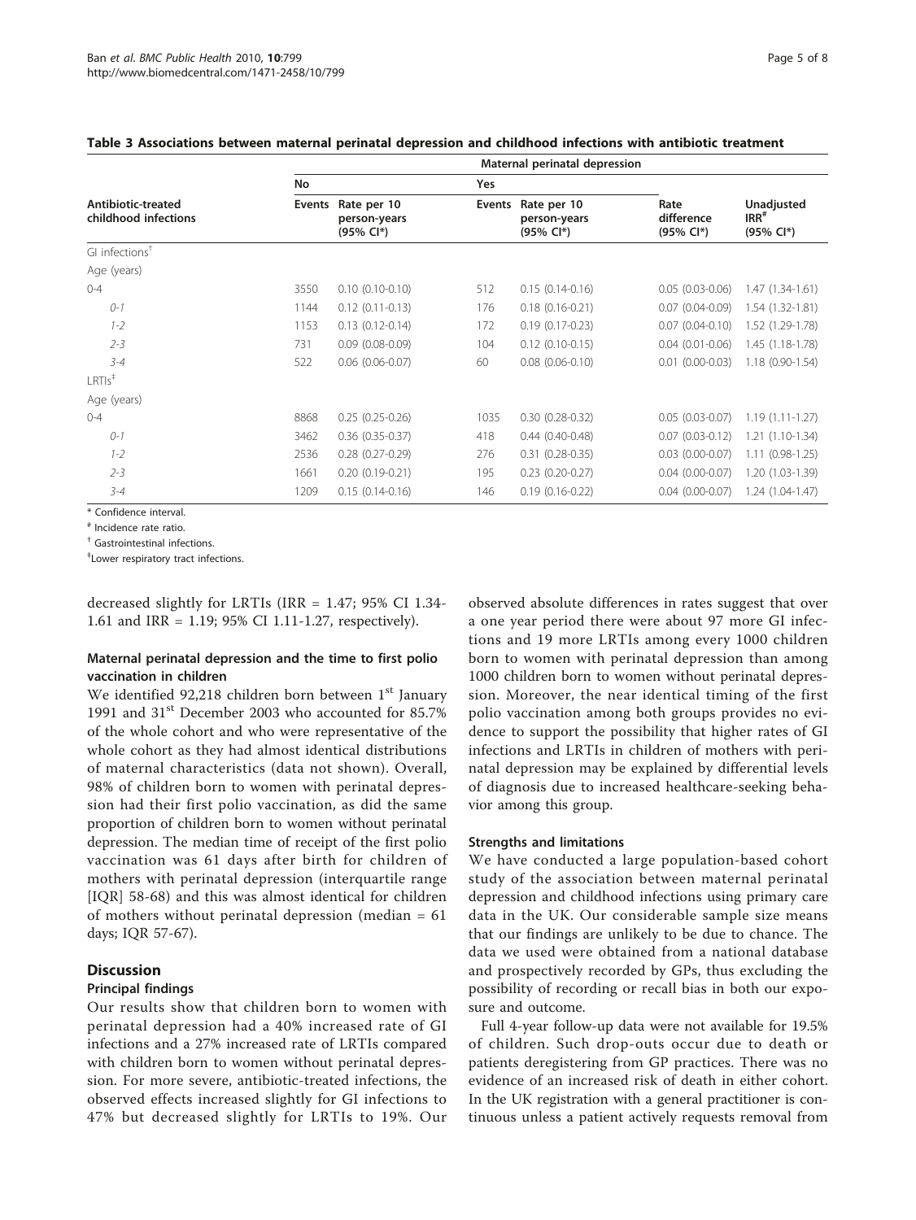**Table 3 Associations between maternal perinatal depression and childhood infections with antibiotic treatment**

| Antibiotic-treated childhood infections | Maternal perinatal depression | | | | | |
|---|---|---|---|---|---|---|
| | No | | Yes | | | |
| | Events | Rate per 10 person-years (95% CI*) | Events | Rate per 10 person-years (95% CI*) | Rate difference (95% CI*) | Unadjusted IRR[#] (95% CI*) |
| GI infections[†] | | | | | | |
| Age (years) | | | | | | |
| 0-4 | 3550 | 0.10 (0.10-0.10) | 512 | 0.15 (0.14-0.16) | 0.05 (0.03-0.06) | 1.47 (1.34-1.61) |
| *0-1* | 1144 | 0.12 (0.11-0.13) | 176 | 0.18 (0.16-0.21) | 0.07 (0.04-0.09) | 1.54 (1.32-1.81) |
| *1-2* | 1153 | 0.13 (0.12-0.14) | 172 | 0.19 (0.17-0.23) | 0.07 (0.04-0.10) | 1.52 (1.29-1.78) |
| *2-3* | 731 | 0.09 (0.08-0.09) | 104 | 0.12 (0.10-0.15) | 0.04 (0.01-0.06) | 1.45 (1.18-1.78) |
| *3-4* | 522 | 0.06 (0.06-0.07) | 60 | 0.08 (0.06-0.10) | 0.01 (0.00-0.03) | 1.18 (0.90-1.54) |
| LRTIs[‡] | | | | | | |
| Age (years) | | | | | | |
| 0-4 | 8868 | 0.25 (0.25-0.26) | 1035 | 0.30 (0.28-0.32) | 0.05 (0.03-0.07) | 1.19 (1.11-1.27) |
| *0-1* | 3462 | 0.36 (0.35-0.37) | 418 | 0.44 (0.40-0.48) | 0.07 (0.03-0.12) | 1.21 (1.10-1.34) |
| *1-2* | 2536 | 0.28 (0.27-0.29) | 276 | 0.31 (0.28-0.35) | 0.03 (0.00-0.07) | 1.11 (0.98-1.25) |
| *2-3* | 1661 | 0.20 (0.19-0.21) | 195 | 0.23 (0.20-0.27) | 0.04 (0.00-0.07) | 1.20 (1.03-1.39) |
| *3-4* | 1209 | 0.15 (0.14-0.16) | 146 | 0.19 (0.16-0.22) | 0.04 (0.00-0.07) | 1.24 (1.04-1.47) |

\* Confidence interval.

[#] Incidence rate ratio.

[†] Gastrointestinal infections.

[‡] Lower respiratory tract infections.

decreased slightly for LRTIs (IRR = 1.47; 95% CI 1.34-1.61 and IRR = 1.19; 95% CI 1.11-1.27, respectively).

### Maternal perinatal depression and the time to first polio vaccination in children

We identified 92,218 children born between 1st January 1991 and 31st December 2003 who accounted for 85.7% of the whole cohort and who were representative of the whole cohort as they had almost identical distributions of maternal characteristics (data not shown). Overall, 98% of children born to women with perinatal depression had their first polio vaccination, as did the same proportion of children born to women without perinatal depression. The median time of receipt of the first polio vaccination was 61 days after birth for children of mothers with perinatal depression (interquartile range [IQR] 58-68) and this was almost identical for children of mothers without perinatal depression (median = 61 days; IQR 57-67).

## Discussion

### Principal findings

Our results show that children born to women with perinatal depression had a 40% increased rate of GI infections and a 27% increased rate of LRTIs compared with children born to women without perinatal depression. For more severe, antibiotic-treated infections, the observed effects increased slightly for GI infections to 47% but decreased slightly for LRTIs to 19%. Our observed absolute differences in rates suggest that over a one year period there were about 97 more GI infections and 19 more LRTIs among every 1000 children born to women with perinatal depression than among 1000 children born to women without perinatal depression. Moreover, the near identical timing of the first polio vaccination among both groups provides no evidence to support the possibility that higher rates of GI infections and LRTIs in children of mothers with perinatal depression may be explained by differential levels of diagnosis due to increased healthcare-seeking behavior among this group.

### Strengths and limitations

We have conducted a large population-based cohort study of the association between maternal perinatal depression and childhood infections using primary care data in the UK. Our considerable sample size means that our findings are unlikely to be due to chance. The data we used were obtained from a national database and prospectively recorded by GPs, thus excluding the possibility of recording or recall bias in both our exposure and outcome.

Full 4-year follow-up data were not available for 19.5% of children. Such drop-outs occur due to death or patients deregistering from GP practices. There was no evidence of an increased risk of death in either cohort. In the UK registration with a general practitioner is continuous unless a patient actively requests removal from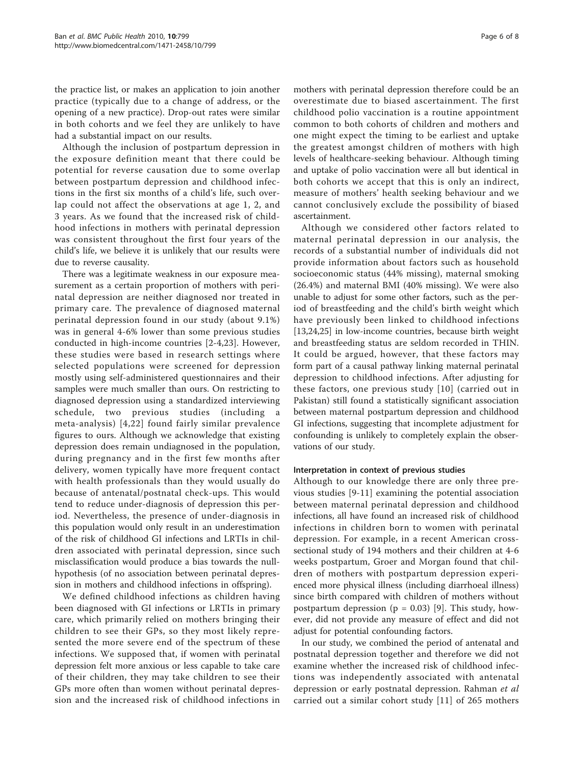the practice list, or makes an application to join another practice (typically due to a change of address, or the opening of a new practice). Drop-out rates were similar in both cohorts and we feel they are unlikely to have had a substantial impact on our results.

Although the inclusion of postpartum depression in the exposure definition meant that there could be potential for reverse causation due to some overlap between postpartum depression and childhood infections in the first six months of a child's life, such overlap could not affect the observations at age 1, 2, and 3 years. As we found that the increased risk of childhood infections in mothers with perinatal depression was consistent throughout the first four years of the child's life, we believe it is unlikely that our results were due to reverse causality.

There was a legitimate weakness in our exposure measurement as a certain proportion of mothers with perinatal depression are neither diagnosed nor treated in primary care. The prevalence of diagnosed maternal perinatal depression found in our study (about 9.1%) was in general 4-6% lower than some previous studies conducted in high-income countries [2-4,23]. However, these studies were based in research settings where selected populations were screened for depression mostly using self-administered questionnaires and their samples were much smaller than ours. On restricting to diagnosed depression using a standardized interviewing schedule, two previous studies (including a meta-analysis) [4,22] found fairly similar prevalence figures to ours. Although we acknowledge that existing depression does remain undiagnosed in the population, during pregnancy and in the first few months after delivery, women typically have more frequent contact with health professionals than they would usually do because of antenatal/postnatal check-ups. This would tend to reduce under-diagnosis of depression this period. Nevertheless, the presence of under-diagnosis in this population would only result in an underestimation of the risk of childhood GI infections and LRTIs in children associated with perinatal depression, since such misclassification would produce a bias towards the null-hypothesis (of no association between perinatal depression in mothers and childhood infections in offspring).

We defined childhood infections as children having been diagnosed with GI infections or LRTIs in primary care, which primarily relied on mothers bringing their children to see their GPs, so they most likely represented the more severe end of the spectrum of these infections. We supposed that, if women with perinatal depression felt more anxious or less capable to take care of their children, they may take children to see their GPs more often than women without perinatal depression and the increased risk of childhood infections in mothers with perinatal depression therefore could be an overestimate due to biased ascertainment. The first childhood polio vaccination is a routine appointment common to both cohorts of children and mothers and one might expect the timing to be earliest and uptake the greatest amongst children of mothers with high levels of healthcare-seeking behaviour. Although timing and uptake of polio vaccination were all but identical in both cohorts we accept that this is only an indirect, measure of mothers' health seeking behaviour and we cannot conclusively exclude the possibility of biased ascertainment.

Although we considered other factors related to maternal perinatal depression in our analysis, the records of a substantial number of individuals did not provide information about factors such as household socioeconomic status (44% missing), maternal smoking (26.4%) and maternal BMI (40% missing). We were also unable to adjust for some other factors, such as the period of breastfeeding and the child's birth weight which have previously been linked to childhood infections [13,24,25] in low-income countries, because birth weight and breastfeeding status are seldom recorded in THIN. It could be argued, however, that these factors may form part of a causal pathway linking maternal perinatal depression to childhood infections. After adjusting for these factors, one previous study [10] (carried out in Pakistan) still found a statistically significant association between maternal postpartum depression and childhood GI infections, suggesting that incomplete adjustment for confounding is unlikely to completely explain the observations of our study.

#### Interpretation in context of previous studies

Although to our knowledge there are only three previous studies [9-11] examining the potential association between maternal perinatal depression and childhood infections, all have found an increased risk of childhood infections in children born to women with perinatal depression. For example, in a recent American cross-sectional study of 194 mothers and their children at 4-6 weeks postpartum, Groer and Morgan found that children of mothers with postpartum depression experienced more physical illness (including diarrhoeal illness) since birth compared with children of mothers without postpartum depression ($p = 0.03$) [9]. This study, however, did not provide any measure of effect and did not adjust for potential confounding factors.

In our study, we combined the period of antenatal and postnatal depression together and therefore we did not examine whether the increased risk of childhood infections was independently associated with antenatal depression or early postnatal depression. Rahman *et al* carried out a similar cohort study [11] of 265 mothers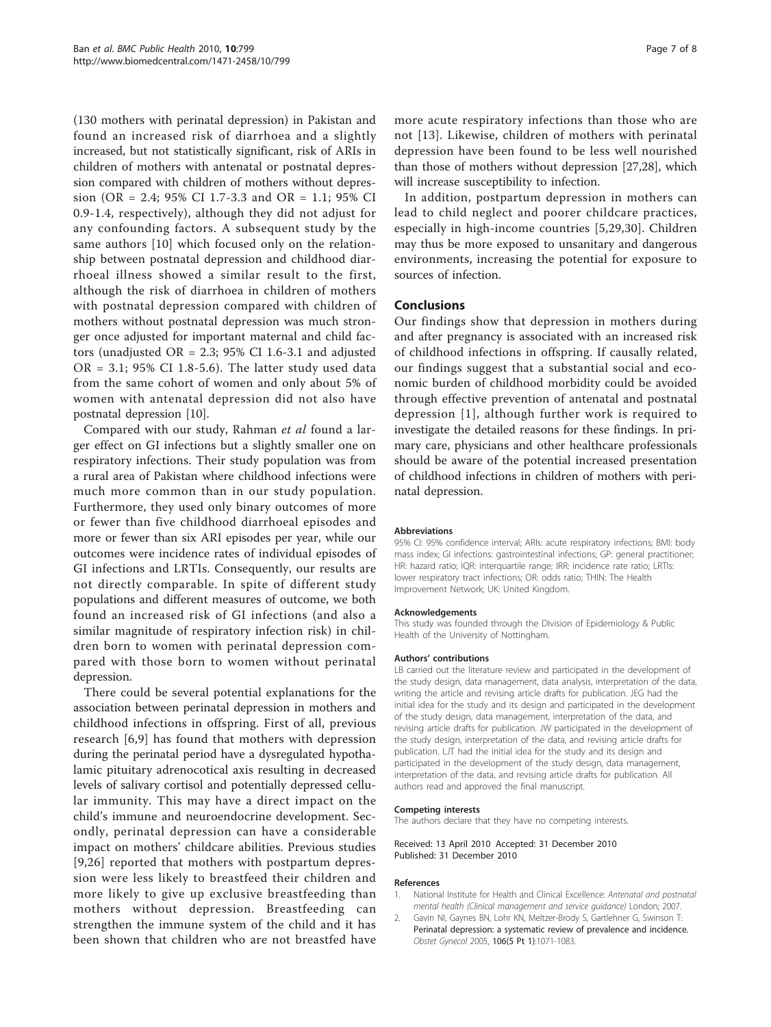(130 mothers with perinatal depression) in Pakistan and found an increased risk of diarrhoea and a slightly increased, but not statistically significant, risk of ARIs in children of mothers with antenatal or postnatal depression compared with children of mothers without depression (OR = 2.4; 95% CI 1.7-3.3 and OR = 1.1; 95% CI 0.9-1.4, respectively), although they did not adjust for any confounding factors. A subsequent study by the same authors [10] which focused only on the relationship between postnatal depression and childhood diarrhoeal illness showed a similar result to the first, although the risk of diarrhoea in children of mothers with postnatal depression compared with children of mothers without postnatal depression was much stronger once adjusted for important maternal and child factors (unadjusted OR = 2.3; 95% CI 1.6-3.1 and adjusted OR = 3.1; 95% CI 1.8-5.6). The latter study used data from the same cohort of women and only about 5% of women with antenatal depression did not also have postnatal depression [10].

Compared with our study, Rahman *et al* found a larger effect on GI infections but a slightly smaller one on respiratory infections. Their study population was from a rural area of Pakistan where childhood infections were much more common than in our study population. Furthermore, they used only binary outcomes of more or fewer than five childhood diarrhoeal episodes and more or fewer than six ARI episodes per year, while our outcomes were incidence rates of individual episodes of GI infections and LRTIs. Consequently, our results are not directly comparable. In spite of different study populations and different measures of outcome, we both found an increased risk of GI infections (and also a similar magnitude of respiratory infection risk) in children born to women with perinatal depression compared with those born to women without perinatal depression.

There could be several potential explanations for the association between perinatal depression in mothers and childhood infections in offspring. First of all, previous research [6,9] has found that mothers with depression during the perinatal period have a dysregulated hypothalamic pituitary adrenocotical axis resulting in decreased levels of salivary cortisol and potentially depressed cellular immunity. This may have a direct impact on the child's immune and neuroendocrine development. Secondly, perinatal depression can have a considerable impact on mothers' childcare abilities. Previous studies [9,26] reported that mothers with postpartum depression were less likely to breastfeed their children and more likely to give up exclusive breastfeeding than mothers without depression. Breastfeeding can strengthen the immune system of the child and it has been shown that children who are not breastfed have more acute respiratory infections than those who are not [13]. Likewise, children of mothers with perinatal depression have been found to be less well nourished than those of mothers without depression [27,28], which will increase susceptibility to infection.

In addition, postpartum depression in mothers can lead to child neglect and poorer childcare practices, especially in high-income countries [5,29,30]. Children may thus be more exposed to unsanitary and dangerous environments, increasing the potential for exposure to sources of infection.

## Conclusions

Our findings show that depression in mothers during and after pregnancy is associated with an increased risk of childhood infections in offspring. If causally related, our findings suggest that a substantial social and economic burden of childhood morbidity could be avoided through effective prevention of antenatal and postnatal depression [1], although further work is required to investigate the detailed reasons for these findings. In primary care, physicians and other healthcare professionals should be aware of the potential increased presentation of childhood infections in children of mothers with perinatal depression.

#### Abbreviations

95% CI: 95% confidence interval; ARIs: acute respiratory infections; BMI: body mass index; GI infections: gastrointestinal infections; GP: general practitioner; HR: hazard ratio; IQR: interquartile range; IRR: incidence rate ratio; LRTIs: lower respiratory tract infections; OR: odds ratio; THIN: The Health Improvement Network; UK: United Kingdom.

#### Acknowledgements

This study was founded through the Division of Epidemiology & Public Health of the University of Nottingham.

#### Authors' contributions

LB carried out the literature review and participated in the development of the study design, data management, data analysis, interpretation of the data, writing the article and revising article drafts for publication. JEG had the initial idea for the study and its design and participated in the development of the study design, data management, interpretation of the data, and revising article drafts for publication. JW participated in the development of the study design, interpretation of the data, and revising article drafts for publication. LJT had the initial idea for the study and its design and participated in the development of the study design, data management, interpretation of the data, and revising article drafts for publication. All authors read and approved the final manuscript.

#### Competing interests

The authors declare that they have no competing interests.

Received: 13 April 2010 Accepted: 31 December 2010
Published: 31 December 2010

#### References

1. National Institute for Health and Clinical Excellence: *Antenatal and postnatal mental health (Clinical management and service guidance)* London; 2007.
2. Gavin NI, Gaynes BN, Lohr KN, Meltzer-Brody S, Gartlehner G, Swinson T: **Perinatal depression: a systematic review of prevalence and incidence.** *Obstet Gynecol* 2005, **106**(5 Pt 1):1071-1083.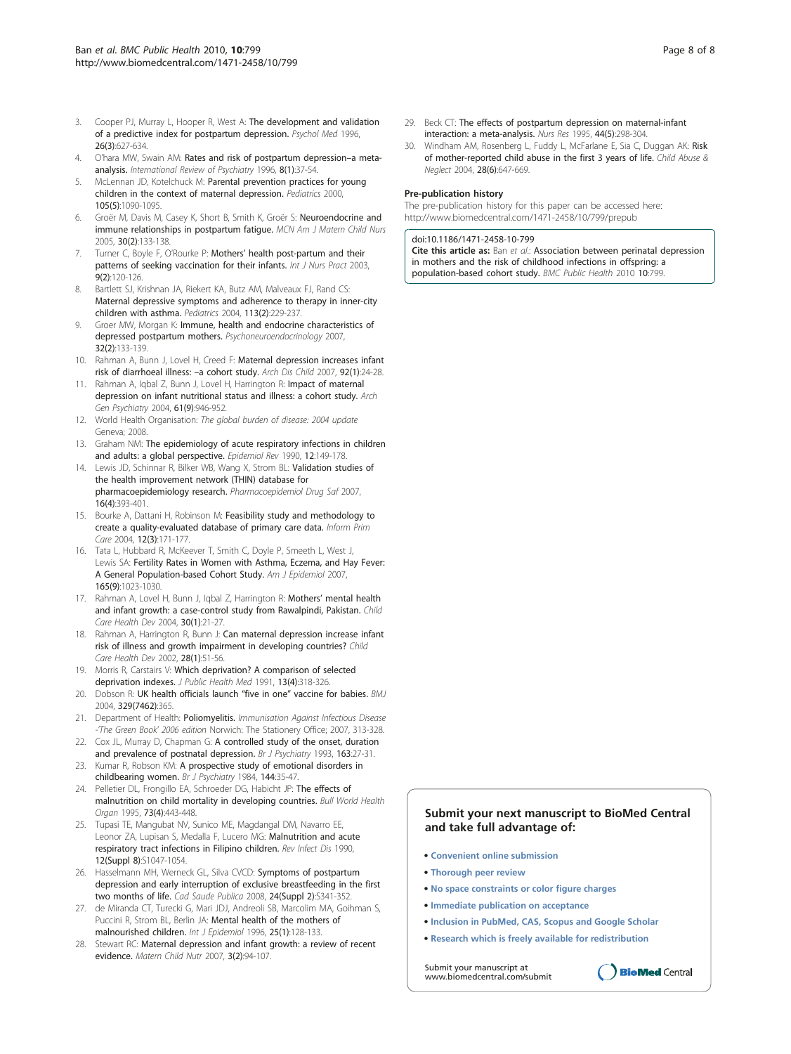3. Cooper PJ, Murray L, Hooper R, West A: **The development and validation of a predictive index for postpartum depression.** *Psychol Med* 1996, **26(3)**:627-634.
4. O'hara MW, Swain AM: **Rates and risk of postpartum depression–a meta-analysis.** *International Review of Psychiatry* 1996, **8(1)**:37-54.
5. McLennan JD, Kotelchuck M: **Parental prevention practices for young children in the context of maternal depression.** *Pediatrics* 2000, **105(5)**:1090-1095.
6. Groër M, Davis M, Casey K, Short B, Smith K, Groër S: **Neuroendocrine and immune relationships in postpartum fatigue.** *MCN Am J Matern Child Nurs* 2005, **30(2)**:133-138.
7. Turner C, Boyle F, O'Rourke P: **Mothers' health post-partum and their patterns of seeking vaccination for their infants.** *Int J Nurs Pract* 2003, **9(2)**:120-126.
8. Bartlett SJ, Krishnan JA, Riekert KA, Butz AM, Malveaux FJ, Rand CS: **Maternal depressive symptoms and adherence to therapy in inner-city children with asthma.** *Pediatrics* 2004, **113(2)**:229-237.
9. Groer MW, Morgan K: **Immune, health and endocrine characteristics of depressed postpartum mothers.** *Psychoneuroendocrinology* 2007, **32(2)**:133-139.
10. Rahman A, Bunn J, Lovel H, Creed F: **Maternal depression increases infant risk of diarrhoeal illness: –a cohort study.** *Arch Dis Child* 2007, **92(1)**:24-28.
11. Rahman A, Iqbal Z, Bunn J, Lovel H, Harrington R: **Impact of maternal depression on infant nutritional status and illness: a cohort study.** *Arch Gen Psychiatry* 2004, **61(9)**:946-952.
12. World Health Organisation: *The global burden of disease: 2004 update* Geneva; 2008.
13. Graham NM: **The epidemiology of acute respiratory infections in children and adults: a global perspective.** *Epidemiol Rev* 1990, **12**:149-178.
14. Lewis JD, Schinnar R, Bilker WB, Wang X, Strom BL: **Validation studies of the health improvement network (THIN) database for pharmacoepidemiology research.** *Pharmacoepidemiol Drug Saf* 2007, **16(4)**:393-401.
15. Bourke A, Dattani H, Robinson M: **Feasibility study and methodology to create a quality-evaluated database of primary care data.** *Inform Prim Care* 2004, **12(3)**:171-177.
16. Tata L, Hubbard R, McKeever T, Smith C, Doyle P, Smeeth L, West J, Lewis SA: **Fertility Rates in Women with Asthma, Eczema, and Hay Fever: A General Population-based Cohort Study.** *Am J Epidemiol* 2007, **165(9)**:1023-1030.
17. Rahman A, Lovel H, Bunn J, Iqbal Z, Harrington R: **Mothers' mental health and infant growth: a case-control study from Rawalpindi, Pakistan.** *Child Care Health Dev* 2004, **30(1)**:21-27.
18. Rahman A, Harrington R, Bunn J: **Can maternal depression increase infant risk of illness and growth impairment in developing countries?** *Child Care Health Dev* 2002, **28(1)**:51-56.
19. Morris R, Carstairs V: **Which deprivation? A comparison of selected deprivation indexes.** *J Public Health Med* 1991, **13(4)**:318-326.
20. Dobson R: **UK health officials launch "five in one" vaccine for babies.** *BMJ* 2004, **329(7462)**:365.
21. Department of Health: **Poliomyelitis.** *Immunisation Against Infectious Disease -'The Green Book' 2006 edition* Norwich: The Stationery Office; 2007, 313-328.
22. Cox JL, Murray D, Chapman G: **A controlled study of the onset, duration and prevalence of postnatal depression.** *Br J Psychiatry* 1993, **163**:27-31.
23. Kumar R, Robson KM: **A prospective study of emotional disorders in childbearing women.** *Br J Psychiatry* 1984, **144**:35-47.
24. Pelletier DL, Frongillo EA, Schroeder DG, Habicht JP: **The effects of malnutrition on child mortality in developing countries.** *Bull World Health Organ* 1995, **73(4)**:443-448.
25. Tupasi TE, Mangubat NV, Sunico ME, Magdangal DM, Navarro EE, Leonor ZA, Lupisan S, Medalla F, Lucero MG: **Malnutrition and acute respiratory tract infections in Filipino children.** *Rev Infect Dis* 1990, **12(Suppl 8)**:S1047-1054.
26. Hasselmann MH, Werneck GL, Silva CVCD: **Symptoms of postpartum depression and early interruption of exclusive breastfeeding in the first two months of life.** *Cad Saude Publica* 2008, **24(Suppl 2)**:S341-352.
27. de Miranda CT, Turecki G, Mari JDJ, Andreoli SB, Marcolim MA, Goihman S, Puccini R, Strom BL, Berlin JA: **Mental health of the mothers of malnourished children.** *Int J Epidemiol* 1996, **25(1)**:128-133.
28. Stewart RC: **Maternal depression and infant growth: a review of recent evidence.** *Matern Child Nutr* 2007, **3(2)**:94-107.
29. Beck CT: **The effects of postpartum depression on maternal-infant interaction: a meta-analysis.** *Nurs Res* 1995, **44(5)**:298-304.
30. Windham AM, Rosenberg L, Fuddy L, McFarlane E, Sia C, Duggan AK: **Risk of mother-reported child abuse in the first 3 years of life.** *Child Abuse & Neglect* 2004, **28(6)**:647-669.

#### Pre-publication history

The pre-publication history for this paper can be accessed here:
http://www.biomedcentral.com/1471-2458/10/799/prepub

doi:10.1186/1471-2458-10-799

**Cite this article as:** Ban *et al.*: Association between perinatal depression in mothers and the risk of childhood infections in offspring: a population-based cohort study. *BMC Public Health* 2010 **10**:799.

**Submit your next manuscript to BioMed Central and take full advantage of:**

- **Convenient online submission**
- **Thorough peer review**
- **No space constraints or color figure charges**
- **Immediate publication on acceptance**
- **Inclusion in PubMed, CAS, Scopus and Google Scholar**
- **Research which is freely available for redistribution**

Submit your manuscript at
www.biomedcentral.com/submit

BioMed Central